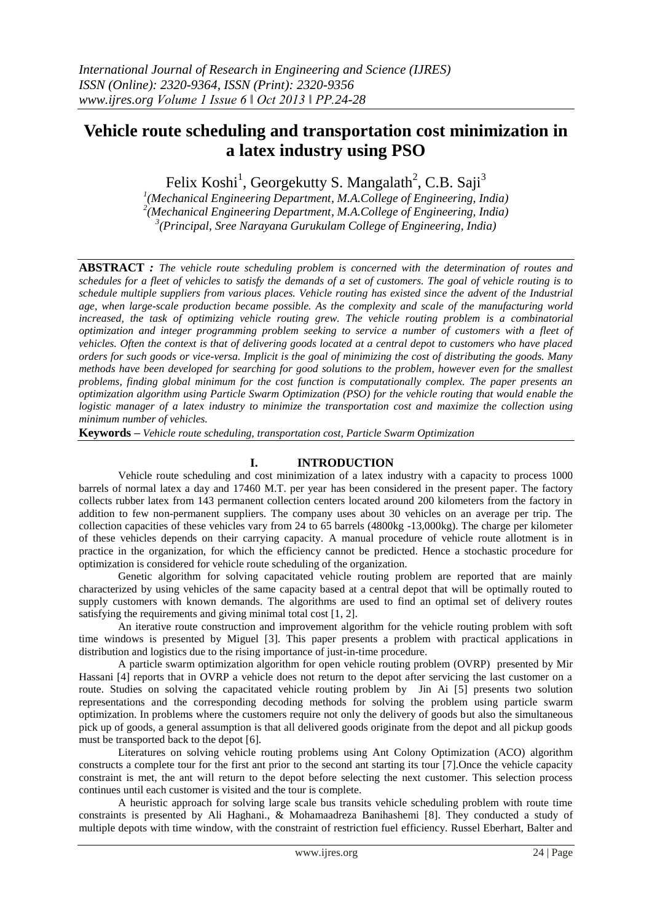# Vehicle route scheduling and transportation cost minimization in a latex industry using PSO

Felix Koshi[1], Georgekutty S. Mangalath[2], C.B. Saji[3]

[1](Mechanical Engineering Department, M.A.College of Engineering, India)
[2](Mechanical Engineering Department, M.A.College of Engineering, India)
[3](Principal, Sree Narayana Gurukulam College of Engineering, India)

**ABSTRACT** *: The vehicle route scheduling problem is concerned with the determination of routes and schedules for a fleet of vehicles to satisfy the demands of a set of customers. The goal of vehicle routing is to schedule multiple suppliers from various places. Vehicle routing has existed since the advent of the Industrial age, when large-scale production became possible. As the complexity and scale of the manufacturing world increased, the task of optimizing vehicle routing grew. The vehicle routing problem is a combinatorial optimization and integer programming problem seeking to service a number of customers with a fleet of vehicles. Often the context is that of delivering goods located at a central depot to customers who have placed orders for such goods or vice-versa. Implicit is the goal of minimizing the cost of distributing the goods. Many methods have been developed for searching for good solutions to the problem, however even for the smallest problems, finding global minimum for the cost function is computationally complex. The paper presents an optimization algorithm using Particle Swarm Optimization (PSO) for the vehicle routing that would enable the logistic manager of a latex industry to minimize the transportation cost and maximize the collection using minimum number of vehicles.*

**Keywords –** *Vehicle route scheduling, transportation cost, Particle Swarm Optimization*

## I. INTRODUCTION

Vehicle route scheduling and cost minimization of a latex industry with a capacity to process 1000 barrels of normal latex a day and 17460 M.T. per year has been considered in the present paper. The factory collects rubber latex from 143 permanent collection centers located around 200 kilometers from the factory in addition to few non-permanent suppliers. The company uses about 30 vehicles on an average per trip. The collection capacities of these vehicles vary from 24 to 65 barrels (4800kg -13,000kg). The charge per kilometer of these vehicles depends on their carrying capacity. A manual procedure of vehicle route allotment is in practice in the organization, for which the efficiency cannot be predicted. Hence a stochastic procedure for optimization is considered for vehicle route scheduling of the organization.

Genetic algorithm for solving capacitated vehicle routing problem are reported that are mainly characterized by using vehicles of the same capacity based at a central depot that will be optimally routed to supply customers with known demands. The algorithms are used to find an optimal set of delivery routes satisfying the requirements and giving minimal total cost [1, 2].

An iterative route construction and improvement algorithm for the vehicle routing problem with soft time windows is presented by Miguel [3]. This paper presents a problem with practical applications in distribution and logistics due to the rising importance of just-in-time procedure.

A particle swarm optimization algorithm for open vehicle routing problem (OVRP) presented by Mir Hassani [4] reports that in OVRP a vehicle does not return to the depot after servicing the last customer on a route. Studies on solving the capacitated vehicle routing problem by Jin Ai [5] presents two solution representations and the corresponding decoding methods for solving the problem using particle swarm optimization. In problems where the customers require not only the delivery of goods but also the simultaneous pick up of goods, a general assumption is that all delivered goods originate from the depot and all pickup goods must be transported back to the depot [6].

Literatures on solving vehicle routing problems using Ant Colony Optimization (ACO) algorithm constructs a complete tour for the first ant prior to the second ant starting its tour [7].Once the vehicle capacity constraint is met, the ant will return to the depot before selecting the next customer. This selection process continues until each customer is visited and the tour is complete.

A heuristic approach for solving large scale bus transits vehicle scheduling problem with route time constraints is presented by Ali Haghani., & Mohamaadreza Banihashemi [8]. They conducted a study of multiple depots with time window, with the constraint of restriction fuel efficiency. Russel Eberhart, Balter and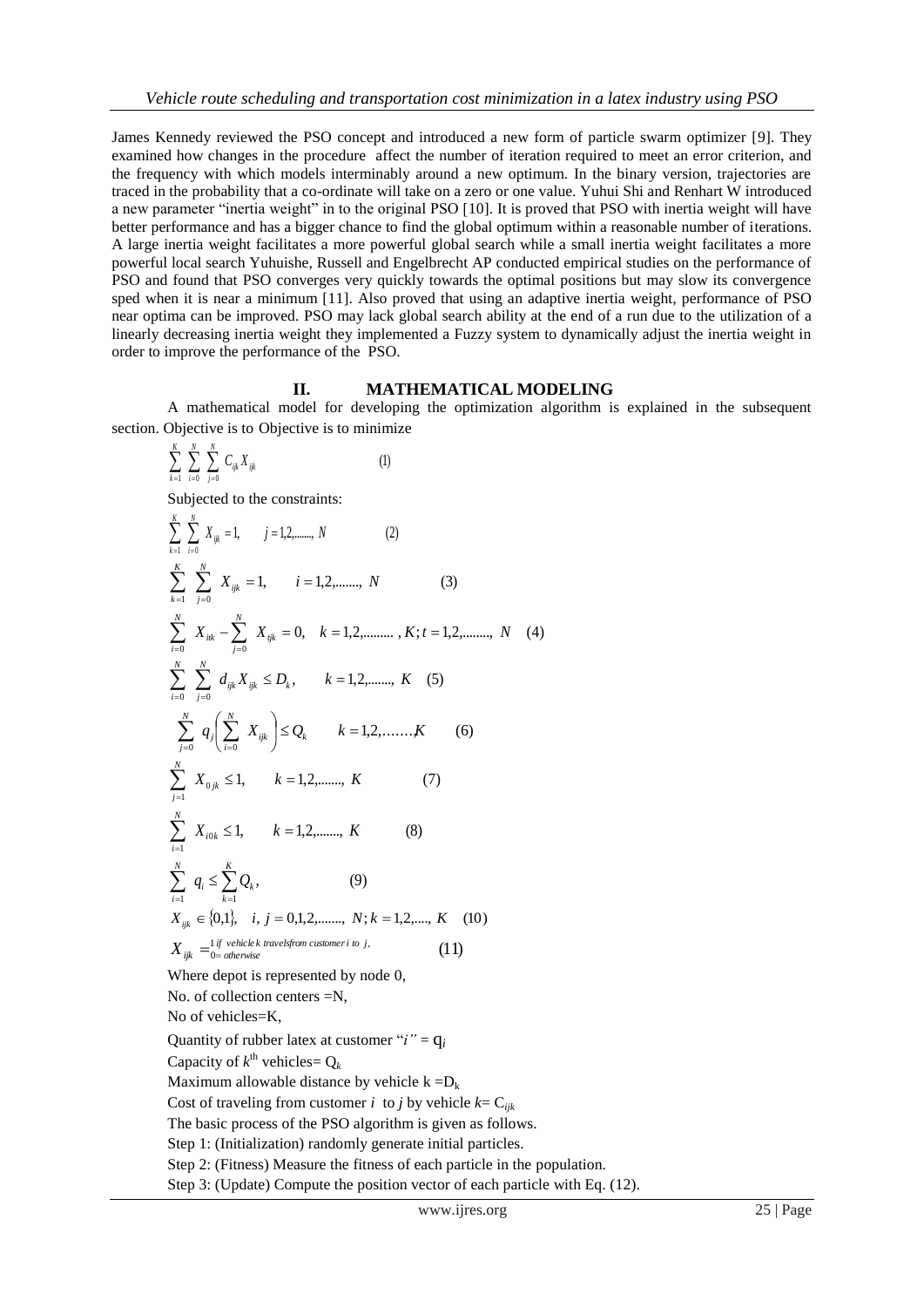James Kennedy reviewed the PSO concept and introduced a new form of particle swarm optimizer [9]. They examined how changes in the procedure affect the number of iteration required to meet an error criterion, and the frequency with which models interminably around a new optimum. In the binary version, trajectories are traced in the probability that a co-ordinate will take on a zero or one value. Yuhui Shi and Renhart W introduced a new parameter "inertia weight" in to the original PSO [10]. It is proved that PSO with inertia weight will have better performance and has a bigger chance to find the global optimum within a reasonable number of iterations. A large inertia weight facilitates a more powerful global search while a small inertia weight facilitates a more powerful local search Yuhuishe, Russell and Engelbrecht AP conducted empirical studies on the performance of PSO and found that PSO converges very quickly towards the optimal positions but may slow its convergence sped when it is near a minimum [11]. Also proved that using an adaptive inertia weight, performance of PSO near optima can be improved. PSO may lack global search ability at the end of a run due to the utilization of a linearly decreasing inertia weight they implemented a Fuzzy system to dynamically adjust the inertia weight in order to improve the performance of the PSO.

## II. MATHEMATICAL MODELING

A mathematical model for developing the optimization algorithm is explained in the subsequent section. Objective is to Objective is to minimize

$$\sum_{k=1}^{K} \sum_{i=0}^{N} \sum_{j=0}^{N} C_{ijk} X_{ijk} \qquad (1)$$

Subjected to the constraints:

$$\sum_{k=1}^{K} \sum_{i=0}^{N} X_{ijk} = 1, \qquad j = 1,2,\ldots\ldots, N \qquad (2)$$

$$\sum_{k=1}^{K} \sum_{j=0}^{N} X_{ijk} = 1, \qquad i = 1,2,\ldots\ldots, N \qquad (3)$$

$$\sum_{i=0}^{N} X_{itk} - \sum_{j=0}^{N} X_{tjk} = 0, \quad k = 1,2,\ldots\ldots, K; t = 1,2,\ldots\ldots, N \quad (4)$$

$$\sum_{i=0}^{N} \sum_{j=0}^{N} d_{ijk} X_{ijk} \le D_k, \qquad k = 1,2,\ldots\ldots, K \quad (5)$$

$$\sum_{j=0}^{N} q_j \left( \sum_{i=0}^{N} X_{ijk} \right) \le Q_k \qquad k = 1,2,\ldots\ldots K \qquad (6)$$

$$\sum_{j=1}^{N} X_{0jk} \le 1, \qquad k = 1,2,\ldots\ldots, K \qquad (7)$$

$$\sum_{i=1}^{N} X_{i0k} \le 1, \qquad k = 1,2,\ldots\ldots, K \qquad (8)$$

$$\sum_{i=1}^{N} q_i \le \sum_{k=1}^{K} Q_k, \qquad (9)$$

$$X_{ijk} \in \{0,1\}, \quad i, j = 0,1,2,\ldots\ldots, N; k = 1,2,\ldots.., K \quad (10)$$

$$X_{ijk} = \begin{cases} 1 & \text{if vehicle } k \text{ travels from customer } i \text{ to } j, \\ 0 & = \text{otherwise} \end{cases} \qquad (11)$$

Where depot is represented by node 0,

No. of collection centers =N,

No of vehicles=K,

Quantity of rubber latex at customer "$i$" = $q_i$

Capacity of $k^{th}$ vehicles= $Q_k$

Maximum allowable distance by vehicle k =$D_k$

Cost of traveling from customer $i$ to $j$ by vehicle $k$= $C_{ijk}$

The basic process of the PSO algorithm is given as follows.

Step 1: (Initialization) randomly generate initial particles.

Step 2: (Fitness) Measure the fitness of each particle in the population.

Step 3: (Update) Compute the position vector of each particle with Eq. (12).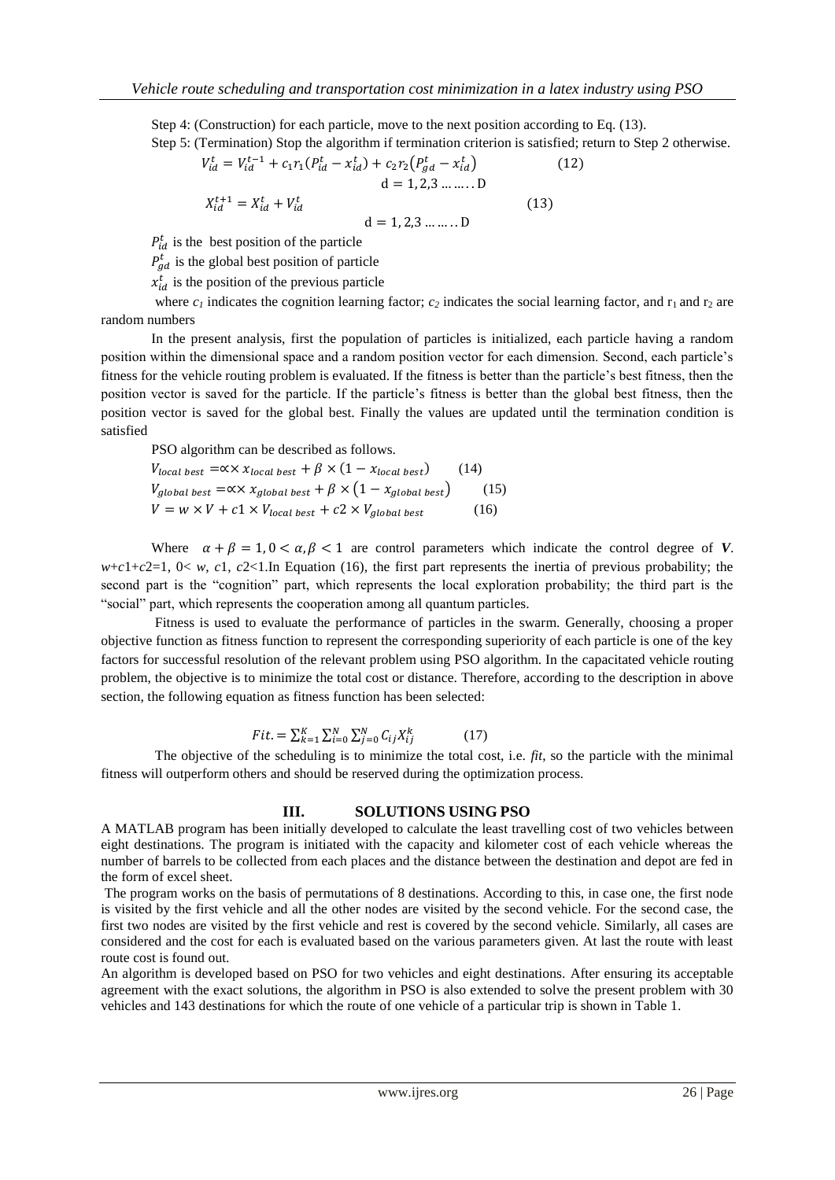Step 4: (Construction) for each particle, move to the next position according to Eq. (13).

Step 5: (Termination) Stop the algorithm if termination criterion is satisfied; return to Step 2 otherwise.

$$V_{id}^{t} = V_{id}^{t-1} + c_1 r_1 (P_{id}^{t} - x_{id}^{t}) + c_2 r_2 (P_{gd}^{t} - x_{id}^{t}) \qquad (12)$$

$$d = 1, 2, 3 \ldots\ldots D$$

$$X_{id}^{t+1} = X_{id}^{t} + V_{id}^{t} \qquad (13)$$

$$d = 1, 2, 3 \ldots\ldots D$$

$P_{id}^{t}$ is the best position of the particle

$P_{gd}^{t}$ is the global best position of particle

$x_{id}^{t}$ is the position of the previous particle

where $c_1$ indicates the cognition learning factor; $c_2$ indicates the social learning factor, and $r_1$ and $r_2$ are random numbers

In the present analysis, first the population of particles is initialized, each particle having a random position within the dimensional space and a random position vector for each dimension. Second, each particle's fitness for the vehicle routing problem is evaluated. If the fitness is better than the particle's best fitness, then the position vector is saved for the particle. If the particle's fitness is better than the global best fitness, then the position vector is saved for the global best. Finally the values are updated until the termination condition is satisfied

PSO algorithm can be described as follows.

$$V_{local\ best} = \propto \times\, x_{local\ best} + \beta \times (1 - x_{local\ best}) \qquad (14)$$

$$V_{global\ best} = \propto \times\, x_{global\ best} + \beta \times (1 - x_{global\ best}) \qquad (15)$$

$$V = w \times V + c1 \times V_{local\ best} + c2 \times V_{global\ best} \qquad (16)$$

Where $\alpha + \beta = 1, 0 < \alpha, \beta < 1$ are control parameters which indicate the control degree of $\boldsymbol{V}$. $w+c1+c2=1$, $0< w, c1, c2<1$.In Equation (16), the first part represents the inertia of previous probability; the second part is the "cognition" part, which represents the local exploration probability; the third part is the "social" part, which represents the cooperation among all quantum particles.

Fitness is used to evaluate the performance of particles in the swarm. Generally, choosing a proper objective function as fitness function to represent the corresponding superiority of each particle is one of the key factors for successful resolution of the relevant problem using PSO algorithm. In the capacitated vehicle routing problem, the objective is to minimize the total cost or distance. Therefore, according to the description in above section, the following equation as fitness function has been selected:

$$Fit. = \sum_{k=1}^{K} \sum_{i=0}^{N} \sum_{j=0}^{N} C_{ij} X_{ij}^{k} \qquad (17)$$

The objective of the scheduling is to minimize the total cost, i.e. *fit*, so the particle with the minimal fitness will outperform others and should be reserved during the optimization process.

## III. SOLUTIONS USING PSO

A MATLAB program has been initially developed to calculate the least travelling cost of two vehicles between eight destinations. The program is initiated with the capacity and kilometer cost of each vehicle whereas the number of barrels to be collected from each places and the distance between the destination and depot are fed in the form of excel sheet.

The program works on the basis of permutations of 8 destinations. According to this, in case one, the first node is visited by the first vehicle and all the other nodes are visited by the second vehicle. For the second case, the first two nodes are visited by the first vehicle and rest is covered by the second vehicle. Similarly, all cases are considered and the cost for each is evaluated based on the various parameters given. At last the route with least route cost is found out.

An algorithm is developed based on PSO for two vehicles and eight destinations. After ensuring its acceptable agreement with the exact solutions, the algorithm in PSO is also extended to solve the present problem with 30 vehicles and 143 destinations for which the route of one vehicle of a particular trip is shown in Table 1.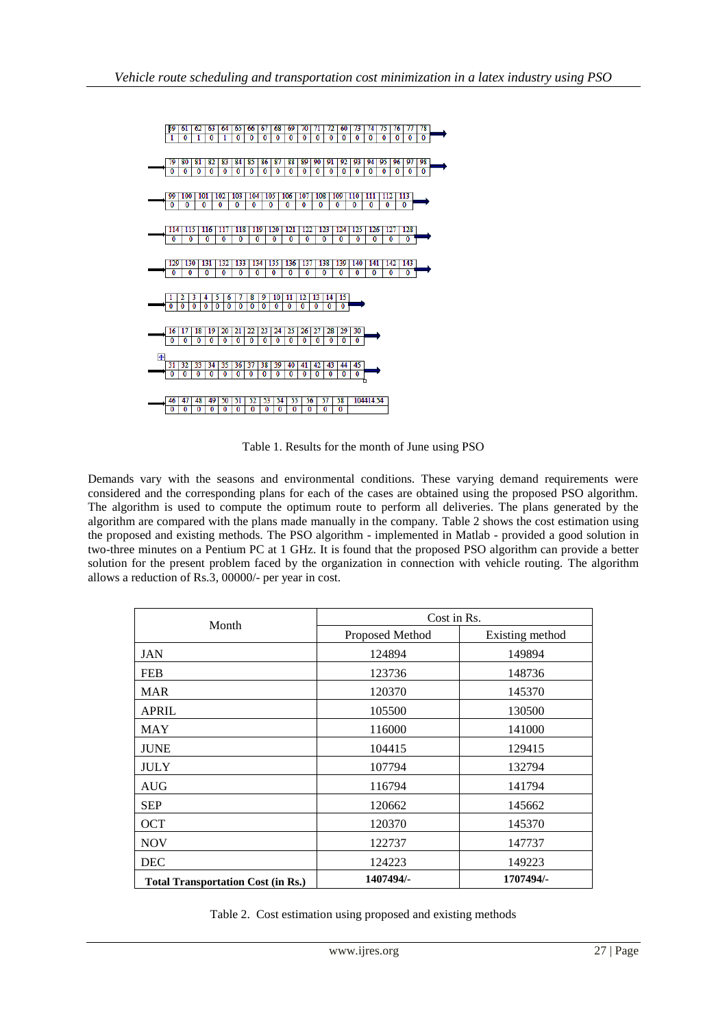| 59 | 61 | 62 | 63 | 64 | 65 | 66 | 67 | 68 | 69 | 70 | 71 | 72 | 60 | 73 | 74 | 75 | 76 | 77 | 78 |
|---|---|---|---|---|---|---|---|---|---|---|---|---|---|---|---|---|---|---|---|
| 1 | 0 | 1 | 0 | 1 | 0 | 0 | 0 | 0 | 0 | 0 | 0 | 0 | 0 | 0 | 0 | 0 | 0 | 0 | 0 |

| 79 | 80 | 81 | 82 | 83 | 84 | 85 | 86 | 87 | 88 | 89 | 90 | 91 | 92 | 93 | 94 | 95 | 96 | 97 | 98 |
|---|---|---|---|---|---|---|---|---|---|---|---|---|---|---|---|---|---|---|---|
| 0 | 0 | 0 | 0 | 0 | 0 | 0 | 0 | 0 | 0 | 0 | 0 | 0 | 0 | 0 | 0 | 0 | 0 | 0 | 0 |

| 99 | 100 | 101 | 102 | 103 | 104 | 105 | 106 | 107 | 108 | 109 | 110 | 111 | 112 | 113 |
|---|---|---|---|---|---|---|---|---|---|---|---|---|---|---|
| 0 | 0 | 0 | 0 | 0 | 0 | 0 | 0 | 0 | 0 | 0 | 0 | 0 | 0 | 0 |

| 114 | 115 | 116 | 117 | 118 | 119 | 120 | 121 | 122 | 123 | 124 | 125 | 126 | 127 | 128 |
|---|---|---|---|---|---|---|---|---|---|---|---|---|---|---|
| 0 | 0 | 0 | 0 | 0 | 0 | 0 | 0 | 0 | 0 | 0 | 0 | 0 | 0 | 0 |

| 129 | 130 | 131 | 132 | 133 | 134 | 135 | 136 | 137 | 138 | 139 | 140 | 141 | 142 | 143 |
|---|---|---|---|---|---|---|---|---|---|---|---|---|---|---|
| 0 | 0 | 0 | 0 | 0 | 0 | 0 | 0 | 0 | 0 | 0 | 0 | 0 | 0 | 0 |

| 1 | 2 | 3 | 4 | 5 | 6 | 7 | 8 | 9 | 10 | 11 | 12 | 13 | 14 | 15 |
|---|---|---|---|---|---|---|---|---|---|---|---|---|---|---|
| 0 | 0 | 0 | 0 | 0 | 0 | 0 | 0 | 0 | 0 | 0 | 0 | 0 | 0 | 0 |

| 16 | 17 | 18 | 19 | 20 | 21 | 22 | 23 | 24 | 25 | 26 | 27 | 28 | 29 | 30 |
|---|---|---|---|---|---|---|---|---|---|---|---|---|---|---|
| 0 | 0 | 0 | 0 | 0 | 0 | 0 | 0 | 0 | 0 | 0 | 0 | 0 | 0 | 0 |

| 31 | 32 | 33 | 34 | 35 | 36 | 37 | 38 | 39 | 40 | 41 | 42 | 43 | 44 | 45 |
|---|---|---|---|---|---|---|---|---|---|---|---|---|---|---|
| 0 | 0 | 0 | 0 | 0 | 0 | 0 | 0 | 0 | 0 | 0 | 0 | 0 | 0 | 0 |

| 46 | 47 | 48 | 49 | 50 | 51 | 52 | 53 | 54 | 55 | 56 | 57 | 58 | 104414.54 |
|---|---|---|---|---|---|---|---|---|---|---|---|---|---|
| 0 | 0 | 0 | 0 | 0 | 0 | 0 | 0 | 0 | 0 | 0 | 0 | 0 | |

Table 1. Results for the month of June using PSO

Demands vary with the seasons and environmental conditions. These varying demand requirements were considered and the corresponding plans for each of the cases are obtained using the proposed PSO algorithm. The algorithm is used to compute the optimum route to perform all deliveries. The plans generated by the algorithm are compared with the plans made manually in the company. Table 2 shows the cost estimation using the proposed and existing methods. The PSO algorithm - implemented in Matlab - provided a good solution in two-three minutes on a Pentium PC at 1 GHz. It is found that the proposed PSO algorithm can provide a better solution for the present problem faced by the organization in connection with vehicle routing. The algorithm allows a reduction of Rs.3, 00000/- per year in cost.

| Month | Cost in Rs. | |
|---|---|---|
| | Proposed Method | Existing method |
| JAN | 124894 | 149894 |
| FEB | 123736 | 148736 |
| MAR | 120370 | 145370 |
| APRIL | 105500 | 130500 |
| MAY | 116000 | 141000 |
| JUNE | 104415 | 129415 |
| JULY | 107794 | 132794 |
| AUG | 116794 | 141794 |
| SEP | 120662 | 145662 |
| OCT | 120370 | 145370 |
| NOV | 122737 | 147737 |
| DEC | 124223 | 149223 |
| **Total Transportation Cost (in Rs.)** | **1407494/-** | **1707494/-** |

Table 2. Cost estimation using proposed and existing methods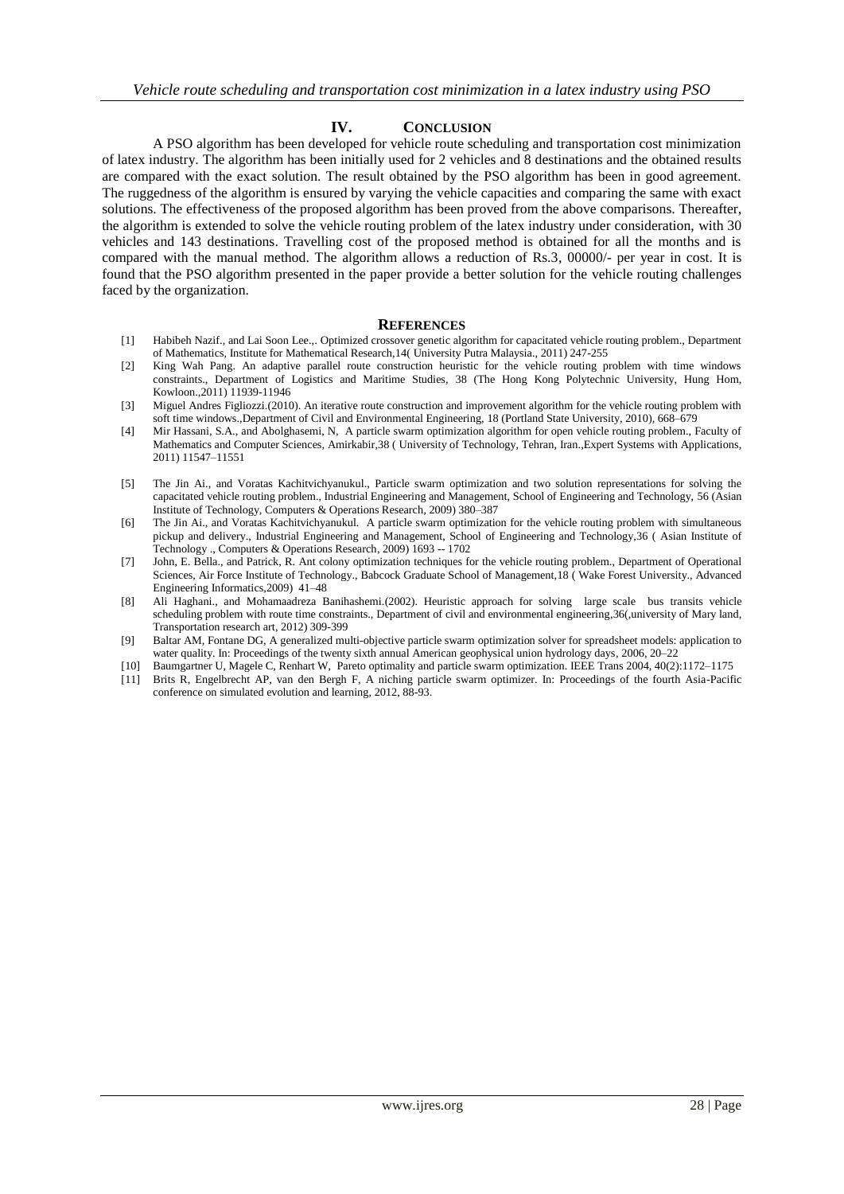## IV. CONCLUSION

A PSO algorithm has been developed for vehicle route scheduling and transportation cost minimization of latex industry. The algorithm has been initially used for 2 vehicles and 8 destinations and the obtained results are compared with the exact solution. The result obtained by the PSO algorithm has been in good agreement. The ruggedness of the algorithm is ensured by varying the vehicle capacities and comparing the same with exact solutions. The effectiveness of the proposed algorithm has been proved from the above comparisons. Thereafter, the algorithm is extended to solve the vehicle routing problem of the latex industry under consideration, with 30 vehicles and 143 destinations. Travelling cost of the proposed method is obtained for all the months and is compared with the manual method. The algorithm allows a reduction of Rs.3, 00000/- per year in cost. It is found that the PSO algorithm presented in the paper provide a better solution for the vehicle routing challenges faced by the organization.

## REFERENCES

[1] Habibeh Nazif., and Lai Soon Lee.,. Optimized crossover genetic algorithm for capacitated vehicle routing problem., Department of Mathematics, Institute for Mathematical Research,14( University Putra Malaysia., 2011) 247-255

[2] King Wah Pang. An adaptive parallel route construction heuristic for the vehicle routing problem with time windows constraints., Department of Logistics and Maritime Studies, 38 (The Hong Kong Polytechnic University, Hung Hom, Kowloon.,2011) 11939-11946

[3] Miguel Andres Figliozzi.(2010). An iterative route construction and improvement algorithm for the vehicle routing problem with soft time windows.,Department of Civil and Environmental Engineering, 18 (Portland State University, 2010), 668–679

[4] Mir Hassani, S.A., and Abolghasemi, N, A particle swarm optimization algorithm for open vehicle routing problem., Faculty of Mathematics and Computer Sciences, Amirkabir,38 ( University of Technology, Tehran, Iran.,Expert Systems with Applications, 2011) 11547–11551

[5] The Jin Ai., and Voratas Kachitvichyanukul., Particle swarm optimization and two solution representations for solving the capacitated vehicle routing problem., Industrial Engineering and Management, School of Engineering and Technology, 56 (Asian Institute of Technology, Computers & Operations Research, 2009) 380–387

[6] The Jin Ai., and Voratas Kachitvichyanukul. A particle swarm optimization for the vehicle routing problem with simultaneous pickup and delivery., Industrial Engineering and Management, School of Engineering and Technology,36 ( Asian Institute of Technology ., Computers & Operations Research, 2009) 1693 -- 1702

[7] John, E. Bella., and Patrick, R. Ant colony optimization techniques for the vehicle routing problem., Department of Operational Sciences, Air Force Institute of Technology., Babcock Graduate School of Management,18 ( Wake Forest University., Advanced Engineering Informatics,2009) 41–48

[8] Ali Haghani., and Mohamaadreza Banihashemi.(2002). Heuristic approach for solving large scale bus transits vehicle scheduling problem with route time constraints., Department of civil and environmental engineering,36(,university of Mary land, Transportation research art, 2012) 309-399

[9] Baltar AM, Fontane DG, A generalized multi-objective particle swarm optimization solver for spreadsheet models: application to water quality. In: Proceedings of the twenty sixth annual American geophysical union hydrology days, 2006, 20–22

[10] Baumgartner U, Magele C, Renhart W, Pareto optimality and particle swarm optimization. IEEE Trans 2004, 40(2):1172–1175

[11] Brits R, Engelbrecht AP, van den Bergh F, A niching particle swarm optimizer. In: Proceedings of the fourth Asia-Pacific conference on simulated evolution and learning, 2012, 88-93.